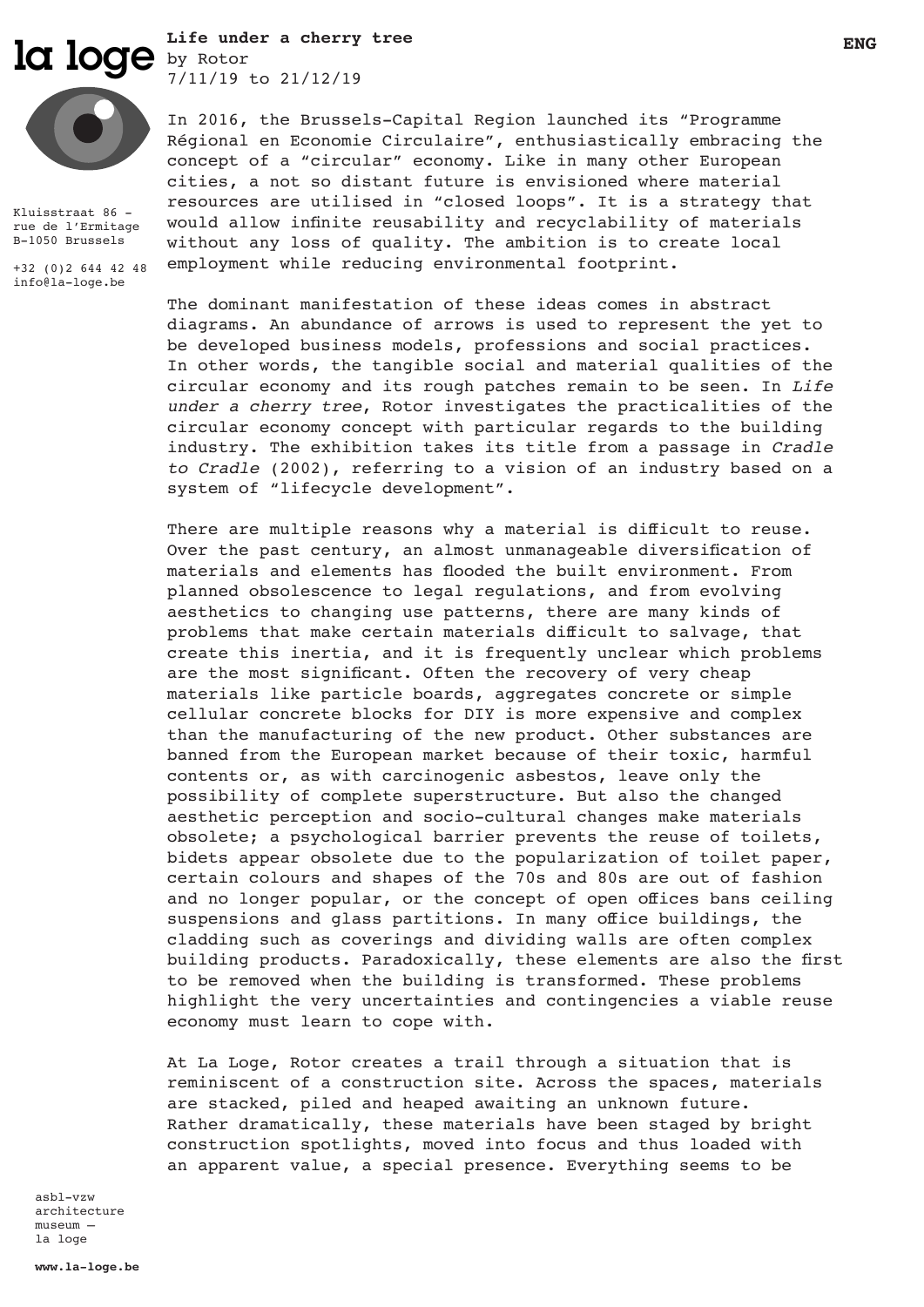la loge

**Life under a cherry tree**
by Rotor
7/11/19 to 21/12/19

**ENG**

Kluisstraat 86 –
rue de l'Ermitage
B-1050 Brussels

+32 (0)2 644 42 48
info@la-loge.be

In 2016, the Brussels-Capital Region launched its "Programme Régional en Economie Circulaire", enthusiastically embracing the concept of a "circular" economy. Like in many other European cities, a not so distant future is envisioned where material resources are utilised in "closed loops". It is a strategy that would allow infinite reusability and recyclability of materials without any loss of quality. The ambition is to create local employment while reducing environmental footprint.

The dominant manifestation of these ideas comes in abstract diagrams. An abundance of arrows is used to represent the yet to be developed business models, professions and social practices. In other words, the tangible social and material qualities of the circular economy and its rough patches remain to be seen. In *Life under a cherry tree*, Rotor investigates the practicalities of the circular economy concept with particular regards to the building industry. The exhibition takes its title from a passage in *Cradle to Cradle* (2002), referring to a vision of an industry based on a system of "lifecycle development".

There are multiple reasons why a material is difficult to reuse. Over the past century, an almost unmanageable diversification of materials and elements has flooded the built environment. From planned obsolescence to legal regulations, and from evolving aesthetics to changing use patterns, there are many kinds of problems that make certain materials difficult to salvage, that create this inertia, and it is frequently unclear which problems are the most significant. Often the recovery of very cheap materials like particle boards, aggregates concrete or simple cellular concrete blocks for DIY is more expensive and complex than the manufacturing of the new product. Other substances are banned from the European market because of their toxic, harmful contents or, as with carcinogenic asbestos, leave only the possibility of complete superstructure. But also the changed aesthetic perception and socio-cultural changes make materials obsolete; a psychological barrier prevents the reuse of toilets, bidets appear obsolete due to the popularization of toilet paper, certain colours and shapes of the 70s and 80s are out of fashion and no longer popular, or the concept of open offices bans ceiling suspensions and glass partitions. In many office buildings, the cladding such as coverings and dividing walls are often complex building products. Paradoxically, these elements are also the first to be removed when the building is transformed. These problems highlight the very uncertainties and contingencies a viable reuse economy must learn to cope with.

At La Loge, Rotor creates a trail through a situation that is reminiscent of a construction site. Across the spaces, materials are stacked, piled and heaped awaiting an unknown future. Rather dramatically, these materials have been staged by bright construction spotlights, moved into focus and thus loaded with an apparent value, a special presence. Everything seems to be

asbl-vzw
architecture
museum —
la loge

**www.la-loge.be**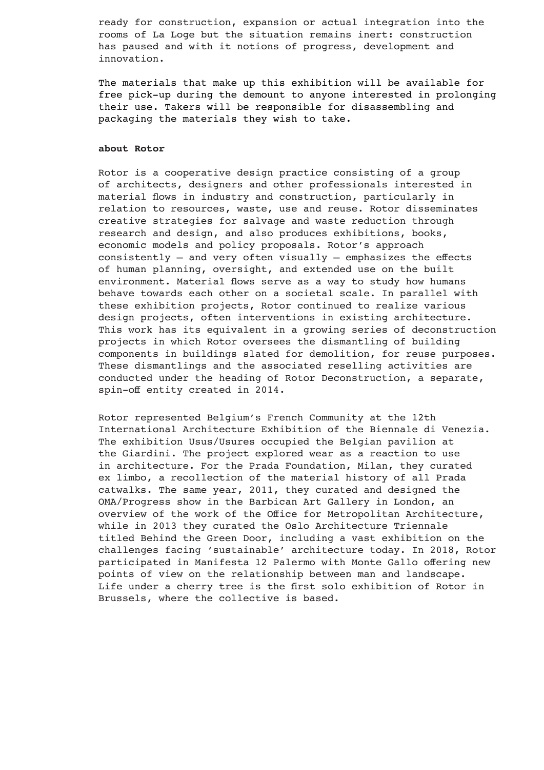ready for construction, expansion or actual integration into the rooms of La Loge but the situation remains inert: construction has paused and with it notions of progress, development and innovation.

The materials that make up this exhibition will be available for free pick-up during the demount to anyone interested in prolonging their use. Takers will be responsible for disassembling and packaging the materials they wish to take.

**about Rotor**

Rotor is a cooperative design practice consisting of a group of architects, designers and other professionals interested in material flows in industry and construction, particularly in relation to resources, waste, use and reuse. Rotor disseminates creative strategies for salvage and waste reduction through research and design, and also produces exhibitions, books, economic models and policy proposals. Rotor's approach consistently – and very often visually – emphasizes the effects of human planning, oversight, and extended use on the built environment. Material flows serve as a way to study how humans behave towards each other on a societal scale. In parallel with these exhibition projects, Rotor continued to realize various design projects, often interventions in existing architecture. This work has its equivalent in a growing series of deconstruction projects in which Rotor oversees the dismantling of building components in buildings slated for demolition, for reuse purposes. These dismantlings and the associated reselling activities are conducted under the heading of Rotor Deconstruction, a separate, spin-off entity created in 2014.

Rotor represented Belgium's French Community at the 12th International Architecture Exhibition of the Biennale di Venezia. The exhibition Usus/Usures occupied the Belgian pavilion at the Giardini. The project explored wear as a reaction to use in architecture. For the Prada Foundation, Milan, they curated ex limbo, a recollection of the material history of all Prada catwalks. The same year, 2011, they curated and designed the OMA/Progress show in the Barbican Art Gallery in London, an overview of the work of the Office for Metropolitan Architecture, while in 2013 they curated the Oslo Architecture Triennale titled Behind the Green Door, including a vast exhibition on the challenges facing 'sustainable' architecture today. In 2018, Rotor participated in Manifesta 12 Palermo with Monte Gallo offering new points of view on the relationship between man and landscape. Life under a cherry tree is the first solo exhibition of Rotor in Brussels, where the collective is based.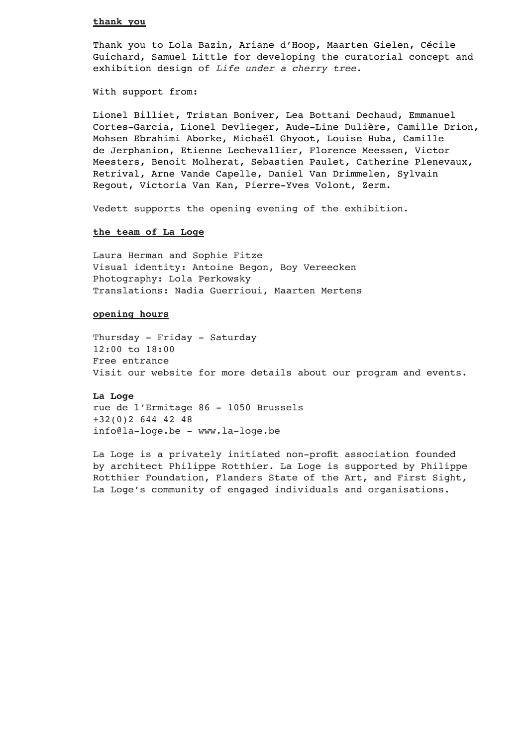**thank you**

Thank you to Lola Bazin, Ariane d'Hoop, Maarten Gielen, Cécile Guichard, Samuel Little for developing the curatorial concept and exhibition design of *Life under a cherry tree*.

With support from:

Lionel Billiet, Tristan Boniver, Lea Bottani Dechaud, Emmanuel Cortes-Garcia, Lionel Devlieger, Aude-Line Dulière, Camille Drion, Mohsen Ebrahimi Aborke, Michaël Ghyoot, Louise Huba, Camille de Jerphanion, Etienne Lechevallier, Florence Meessen, Victor Meesters, Benoit Molherat, Sebastien Paulet, Catherine Plenevaux, Retrival, Arne Vande Capelle, Daniel Van Drimmelen, Sylvain Regout, Victoria Van Kan, Pierre-Yves Volont, Zerm.

Vedett supports the opening evening of the exhibition.

**the team of La Loge**

Laura Herman and Sophie Fitze
Visual identity: Antoine Begon, Boy Vereecken
Photography: Lola Perkowsky
Translations: Nadia Guerrioui, Maarten Mertens

**opening hours**

Thursday - Friday - Saturday
12:00 to 18:00
Free entrance
Visit our website for more details about our program and events.

**La Loge**
rue de l'Ermitage 86 - 1050 Brussels
+32(0)2 644 42 48
info@la-loge.be - www.la-loge.be

La Loge is a privately initiated non-profit association founded by architect Philippe Rotthier. La Loge is supported by Philippe Rotthier Foundation, Flanders State of the Art, and First Sight, La Loge's community of engaged individuals and organisations.